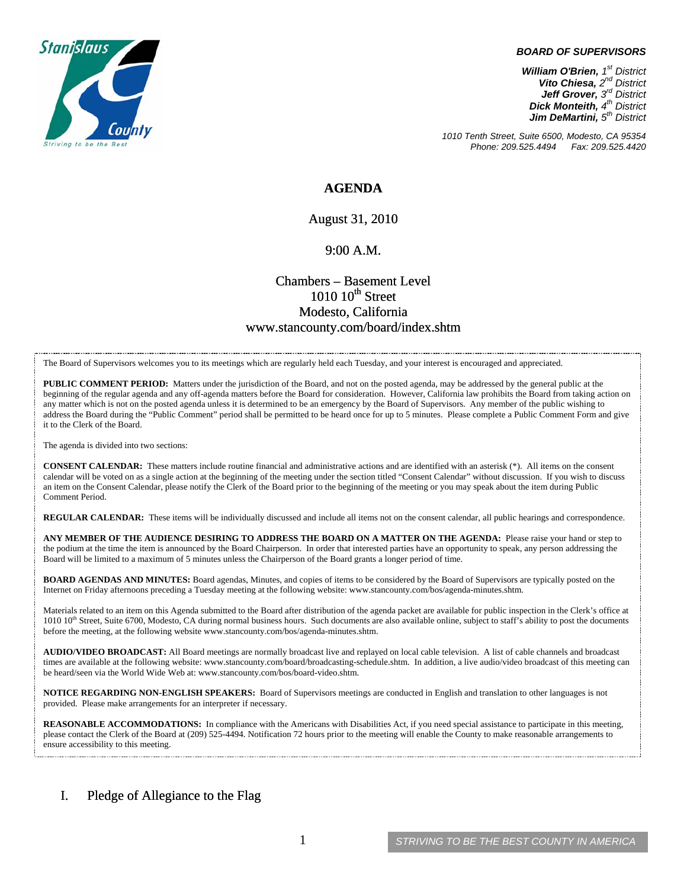**BOARD OF SUPERVISORS**

***William O'Brien,** 1st District*
***Vito Chiesa,** 2nd District*
***Jeff Grover,** 3rd District*
***Dick Monteith,** 4th District*
***Jim DeMartini,** 5th District*

*1010 Tenth Street, Suite 6500, Modesto, CA 95354*
*Phone: 209.525.4494 Fax: 209.525.4420*

# AGENDA

August 31, 2010

9:00 A.M.

Chambers – Basement Level
1010 10th Street
Modesto, California
www.stancounty.com/board/index.shtm

The Board of Supervisors welcomes you to its meetings which are regularly held each Tuesday, and your interest is encouraged and appreciated.

**PUBLIC COMMENT PERIOD:** Matters under the jurisdiction of the Board, and not on the posted agenda, may be addressed by the general public at the beginning of the regular agenda and any off-agenda matters before the Board for consideration. However, California law prohibits the Board from taking action on any matter which is not on the posted agenda unless it is determined to be an emergency by the Board of Supervisors. Any member of the public wishing to address the Board during the "Public Comment" period shall be permitted to be heard once for up to 5 minutes. Please complete a Public Comment Form and give it to the Clerk of the Board.

The agenda is divided into two sections:

**CONSENT CALENDAR:** These matters include routine financial and administrative actions and are identified with an asterisk (*). All items on the consent calendar will be voted on as a single action at the beginning of the meeting under the section titled "Consent Calendar" without discussion. If you wish to discuss an item on the Consent Calendar, please notify the Clerk of the Board prior to the beginning of the meeting or you may speak about the item during Public Comment Period.

**REGULAR CALENDAR:** These items will be individually discussed and include all items not on the consent calendar, all public hearings and correspondence.

**ANY MEMBER OF THE AUDIENCE DESIRING TO ADDRESS THE BOARD ON A MATTER ON THE AGENDA:** Please raise your hand or step to the podium at the time the item is announced by the Board Chairperson. In order that interested parties have an opportunity to speak, any person addressing the Board will be limited to a maximum of 5 minutes unless the Chairperson of the Board grants a longer period of time.

**BOARD AGENDAS AND MINUTES:** Board agendas, Minutes, and copies of items to be considered by the Board of Supervisors are typically posted on the Internet on Friday afternoons preceding a Tuesday meeting at the following website: www.stancounty.com/bos/agenda-minutes.shtm.

Materials related to an item on this Agenda submitted to the Board after distribution of the agenda packet are available for public inspection in the Clerk's office at 1010 10th Street, Suite 6700, Modesto, CA during normal business hours. Such documents are also available online, subject to staff's ability to post the documents before the meeting, at the following website www.stancounty.com/bos/agenda-minutes.shtm.

**AUDIO/VIDEO BROADCAST:** All Board meetings are normally broadcast live and replayed on local cable television. A list of cable channels and broadcast times are available at the following website: www.stancounty.com/board/broadcasting-schedule.shtm. In addition, a live audio/video broadcast of this meeting can be heard/seen via the World Wide Web at: www.stancounty.com/bos/board-video.shtm.

**NOTICE REGARDING NON-ENGLISH SPEAKERS:** Board of Supervisors meetings are conducted in English and translation to other languages is not provided. Please make arrangements for an interpreter if necessary.

**REASONABLE ACCOMMODATIONS:** In compliance with the Americans with Disabilities Act, if you need special assistance to participate in this meeting, please contact the Clerk of the Board at (209) 525-4494. Notification 72 hours prior to the meeting will enable the County to make reasonable arrangements to ensure accessibility to this meeting.

## I. Pledge of Allegiance to the Flag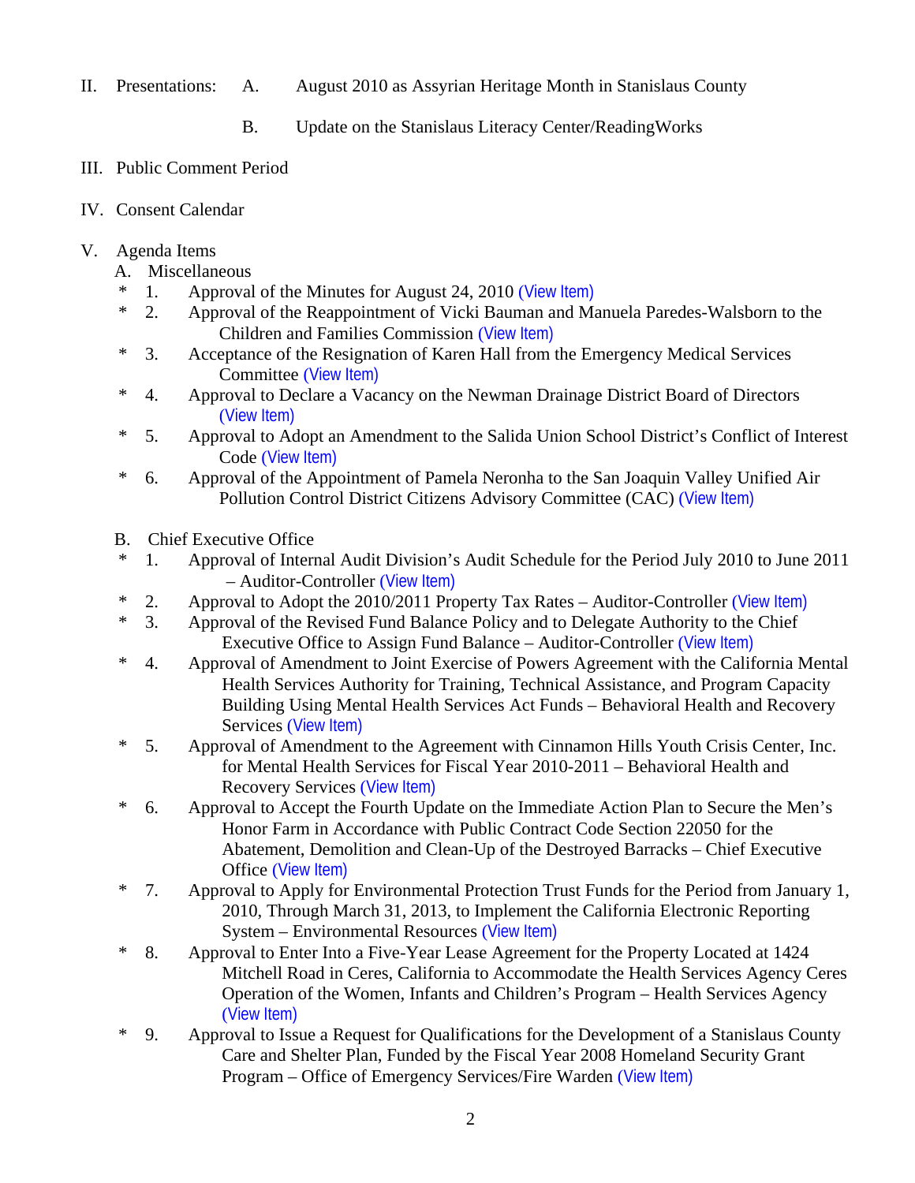II. Presentations:

A. August 2010 as Assyrian Heritage Month in Stanislaus County

B. Update on the Stanislaus Literacy Center/ReadingWorks

III. Public Comment Period

IV. Consent Calendar

V. Agenda Items

A. Miscellaneous

- \* 1. Approval of the Minutes for August 24, 2010 (View Item)
- \* 2. Approval of the Reappointment of Vicki Bauman and Manuela Paredes-Walsborn to the Children and Families Commission (View Item)
- \* 3. Acceptance of the Resignation of Karen Hall from the Emergency Medical Services Committee (View Item)
- \* 4. Approval to Declare a Vacancy on the Newman Drainage District Board of Directors (View Item)
- \* 5. Approval to Adopt an Amendment to the Salida Union School District's Conflict of Interest Code (View Item)
- \* 6. Approval of the Appointment of Pamela Neronha to the San Joaquin Valley Unified Air Pollution Control District Citizens Advisory Committee (CAC) (View Item)

B. Chief Executive Office

- \* 1. Approval of Internal Audit Division's Audit Schedule for the Period July 2010 to June 2011 – Auditor-Controller (View Item)
- \* 2. Approval to Adopt the 2010/2011 Property Tax Rates – Auditor-Controller (View Item)
- \* 3. Approval of the Revised Fund Balance Policy and to Delegate Authority to the Chief Executive Office to Assign Fund Balance – Auditor-Controller (View Item)
- \* 4. Approval of Amendment to Joint Exercise of Powers Agreement with the California Mental Health Services Authority for Training, Technical Assistance, and Program Capacity Building Using Mental Health Services Act Funds – Behavioral Health and Recovery Services (View Item)
- \* 5. Approval of Amendment to the Agreement with Cinnamon Hills Youth Crisis Center, Inc. for Mental Health Services for Fiscal Year 2010-2011 – Behavioral Health and Recovery Services (View Item)
- \* 6. Approval to Accept the Fourth Update on the Immediate Action Plan to Secure the Men's Honor Farm in Accordance with Public Contract Code Section 22050 for the Abatement, Demolition and Clean-Up of the Destroyed Barracks – Chief Executive Office (View Item)
- \* 7. Approval to Apply for Environmental Protection Trust Funds for the Period from January 1, 2010, Through March 31, 2013, to Implement the California Electronic Reporting System – Environmental Resources (View Item)
- \* 8. Approval to Enter Into a Five-Year Lease Agreement for the Property Located at 1424 Mitchell Road in Ceres, California to Accommodate the Health Services Agency Ceres Operation of the Women, Infants and Children's Program – Health Services Agency (View Item)
- \* 9. Approval to Issue a Request for Qualifications for the Development of a Stanislaus County Care and Shelter Plan, Funded by the Fiscal Year 2008 Homeland Security Grant Program – Office of Emergency Services/Fire Warden (View Item)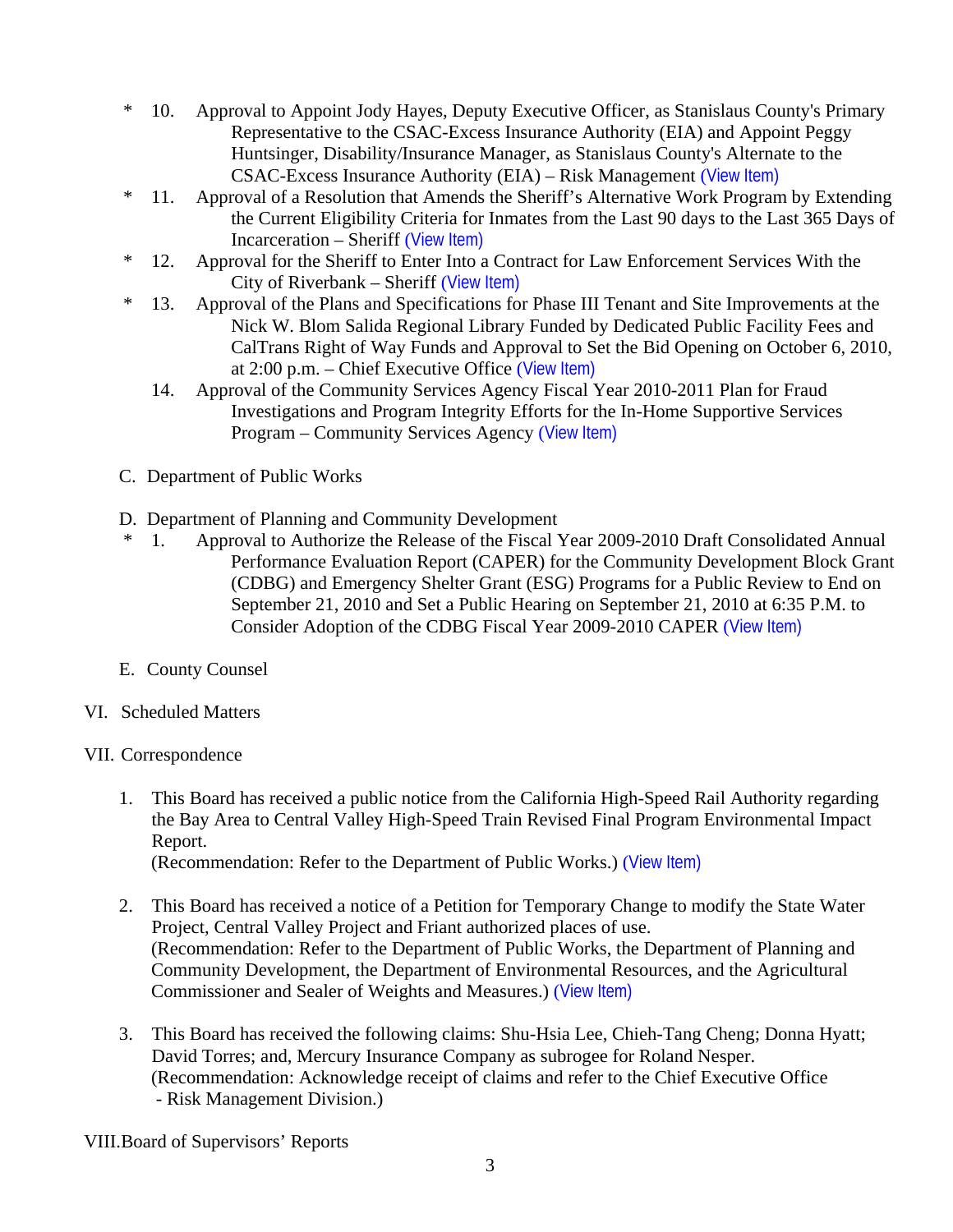\* 10. Approval to Appoint Jody Hayes, Deputy Executive Officer, as Stanislaus County's Primary Representative to the CSAC-Excess Insurance Authority (EIA) and Appoint Peggy Huntsinger, Disability/Insurance Manager, as Stanislaus County's Alternate to the CSAC-Excess Insurance Authority (EIA) – Risk Management (View Item)

\* 11. Approval of a Resolution that Amends the Sheriff's Alternative Work Program by Extending the Current Eligibility Criteria for Inmates from the Last 90 days to the Last 365 Days of Incarceration – Sheriff (View Item)

\* 12. Approval for the Sheriff to Enter Into a Contract for Law Enforcement Services With the City of Riverbank – Sheriff (View Item)

\* 13. Approval of the Plans and Specifications for Phase III Tenant and Site Improvements at the Nick W. Blom Salida Regional Library Funded by Dedicated Public Facility Fees and CalTrans Right of Way Funds and Approval to Set the Bid Opening on October 6, 2010, at 2:00 p.m. – Chief Executive Office (View Item)

14. Approval of the Community Services Agency Fiscal Year 2010-2011 Plan for Fraud Investigations and Program Integrity Efforts for the In-Home Supportive Services Program – Community Services Agency (View Item)

C. Department of Public Works

D. Department of Planning and Community Development

\* 1. Approval to Authorize the Release of the Fiscal Year 2009-2010 Draft Consolidated Annual Performance Evaluation Report (CAPER) for the Community Development Block Grant (CDBG) and Emergency Shelter Grant (ESG) Programs for a Public Review to End on September 21, 2010 and Set a Public Hearing on September 21, 2010 at 6:35 P.M. to Consider Adoption of the CDBG Fiscal Year 2009-2010 CAPER (View Item)

E. County Counsel

VI. Scheduled Matters

VII. Correspondence

1. This Board has received a public notice from the California High-Speed Rail Authority regarding the Bay Area to Central Valley High-Speed Train Revised Final Program Environmental Impact Report.
(Recommendation: Refer to the Department of Public Works.) (View Item)

2. This Board has received a notice of a Petition for Temporary Change to modify the State Water Project, Central Valley Project and Friant authorized places of use.
(Recommendation: Refer to the Department of Public Works, the Department of Planning and Community Development, the Department of Environmental Resources, and the Agricultural Commissioner and Sealer of Weights and Measures.) (View Item)

3. This Board has received the following claims: Shu-Hsia Lee, Chieh-Tang Cheng; Donna Hyatt; David Torres; and, Mercury Insurance Company as subrogee for Roland Nesper.
(Recommendation: Acknowledge receipt of claims and refer to the Chief Executive Office - Risk Management Division.)

VIII. Board of Supervisors' Reports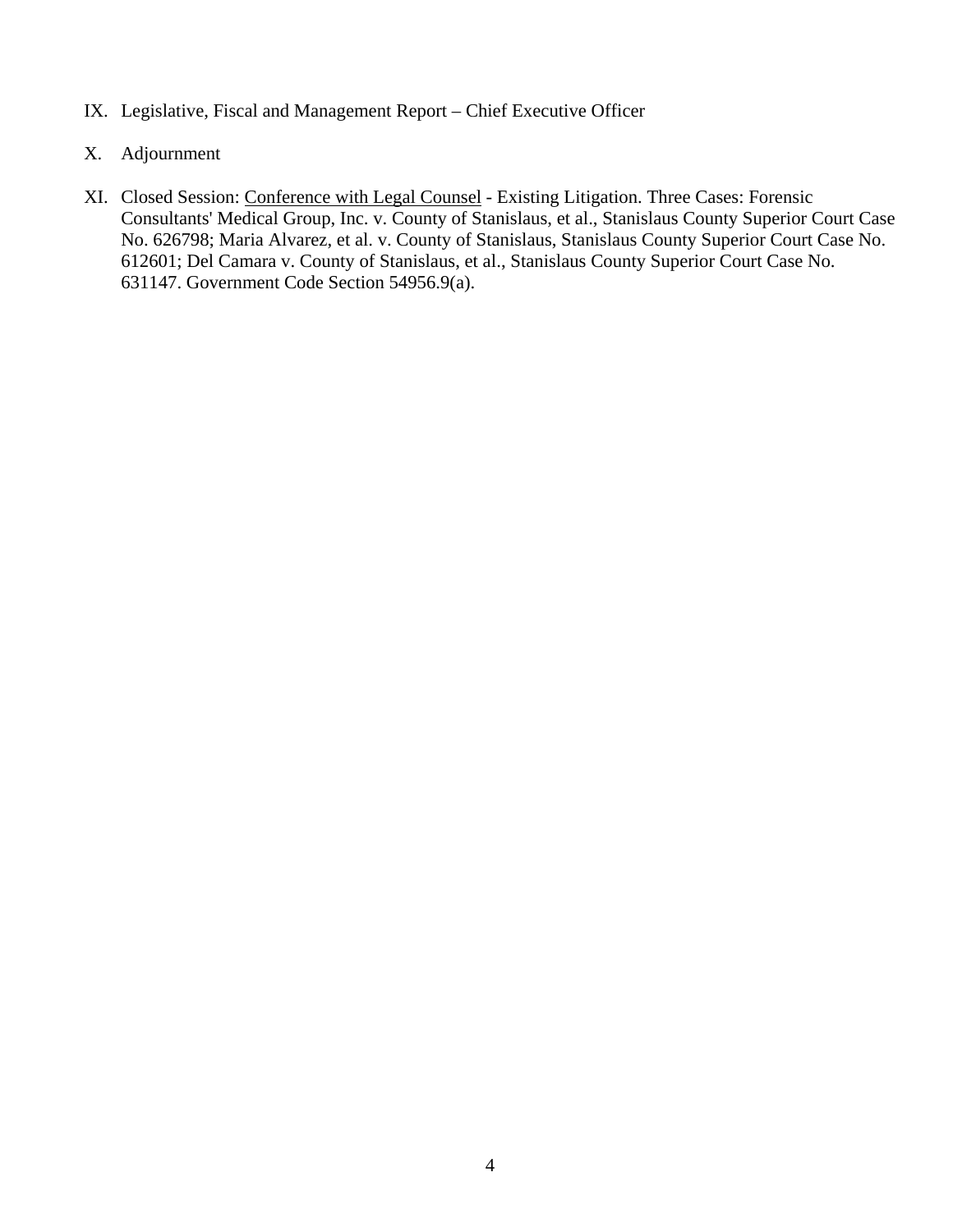IX. Legislative, Fiscal and Management Report – Chief Executive Officer

X. Adjournment

XI. Closed Session: Conference with Legal Counsel - Existing Litigation. Three Cases: Forensic Consultants' Medical Group, Inc. v. County of Stanislaus, et al., Stanislaus County Superior Court Case No. 626798; Maria Alvarez, et al. v. County of Stanislaus, Stanislaus County Superior Court Case No. 612601; Del Camara v. County of Stanislaus, et al., Stanislaus County Superior Court Case No. 631147. Government Code Section 54956.9(a).